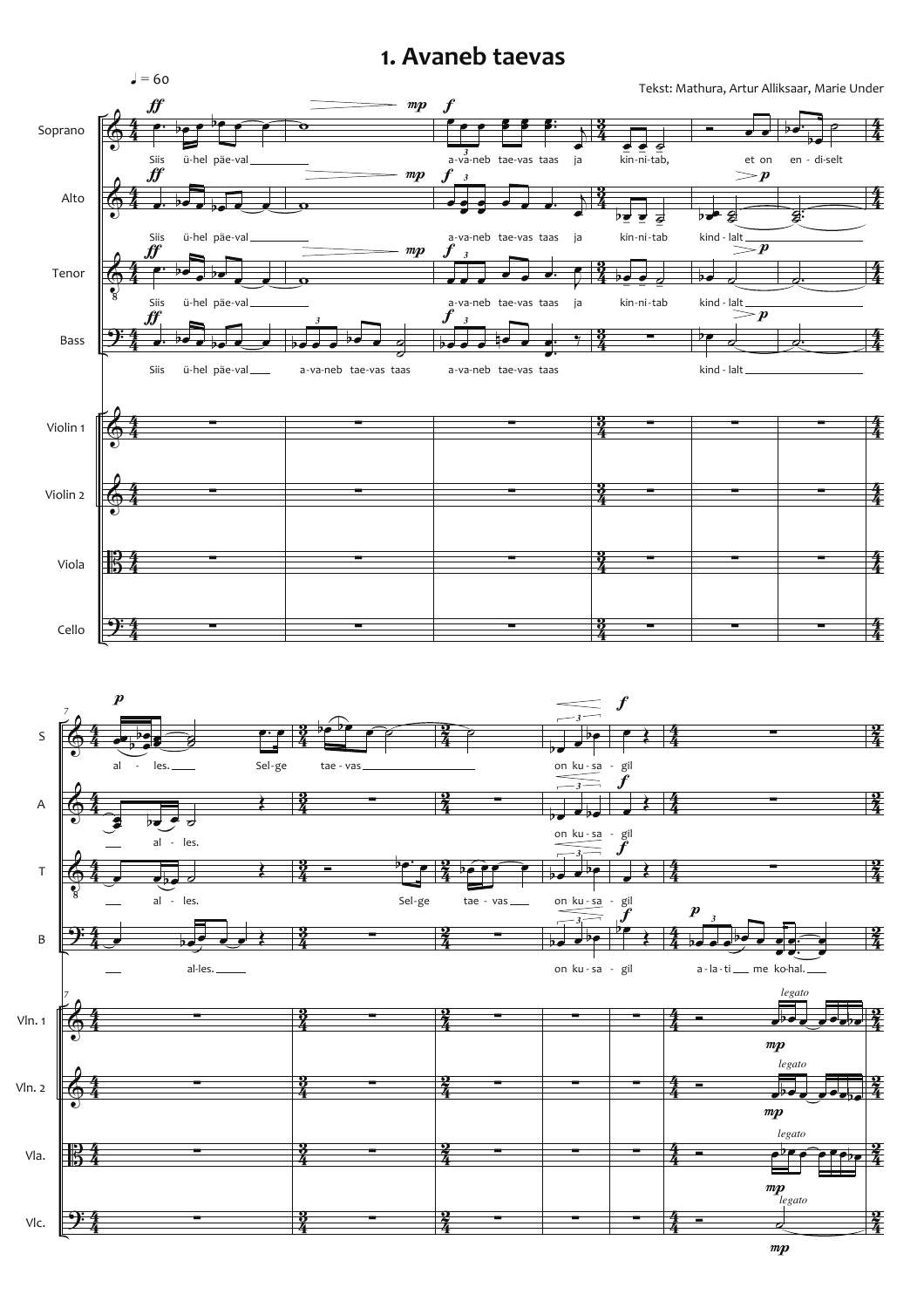# 1. Avaneb taevas

Tekst: Mathura, Artur Alliksaar, Marie Under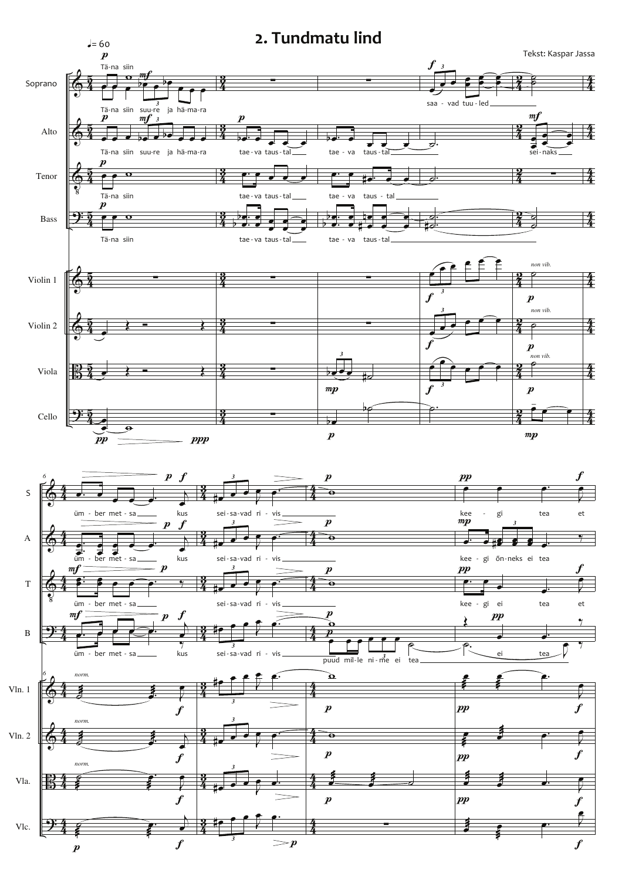## 2. Tundmatu lind

Tekst: Kaspar Jassa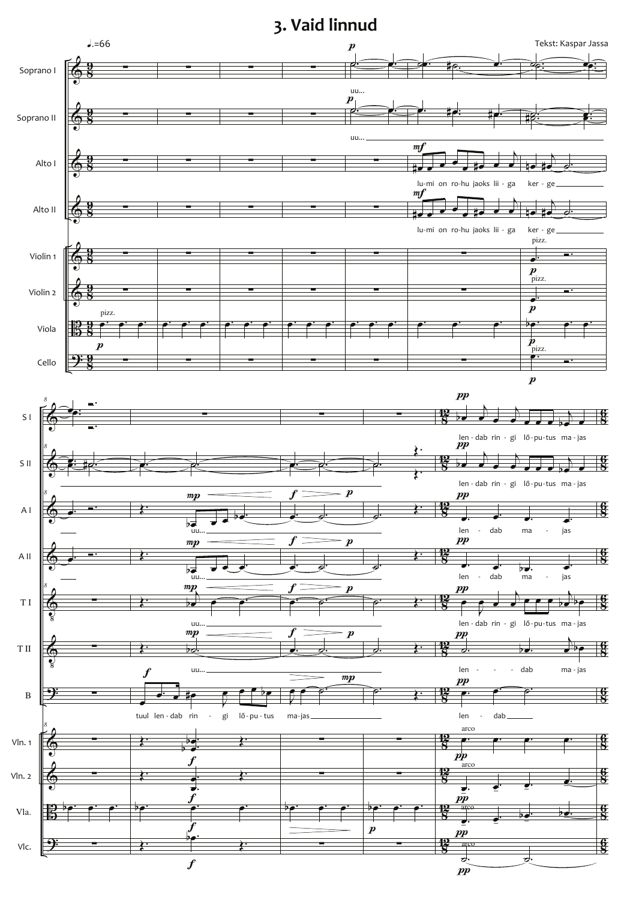# 3. Vaid linnud

Tekst: Kaspar Jassa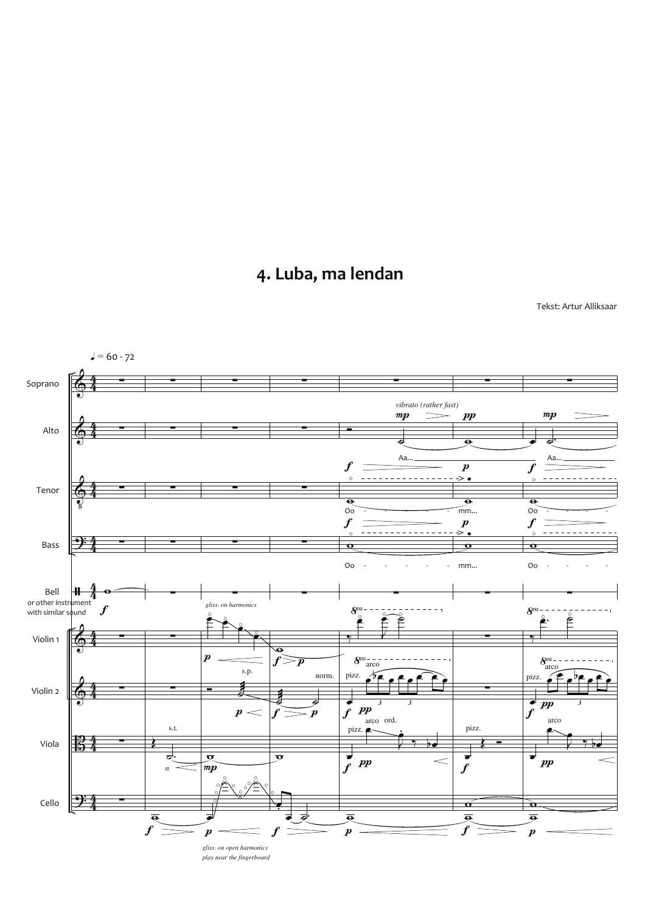# 4. Luba, ma lendan

Tekst: Artur Alliksaar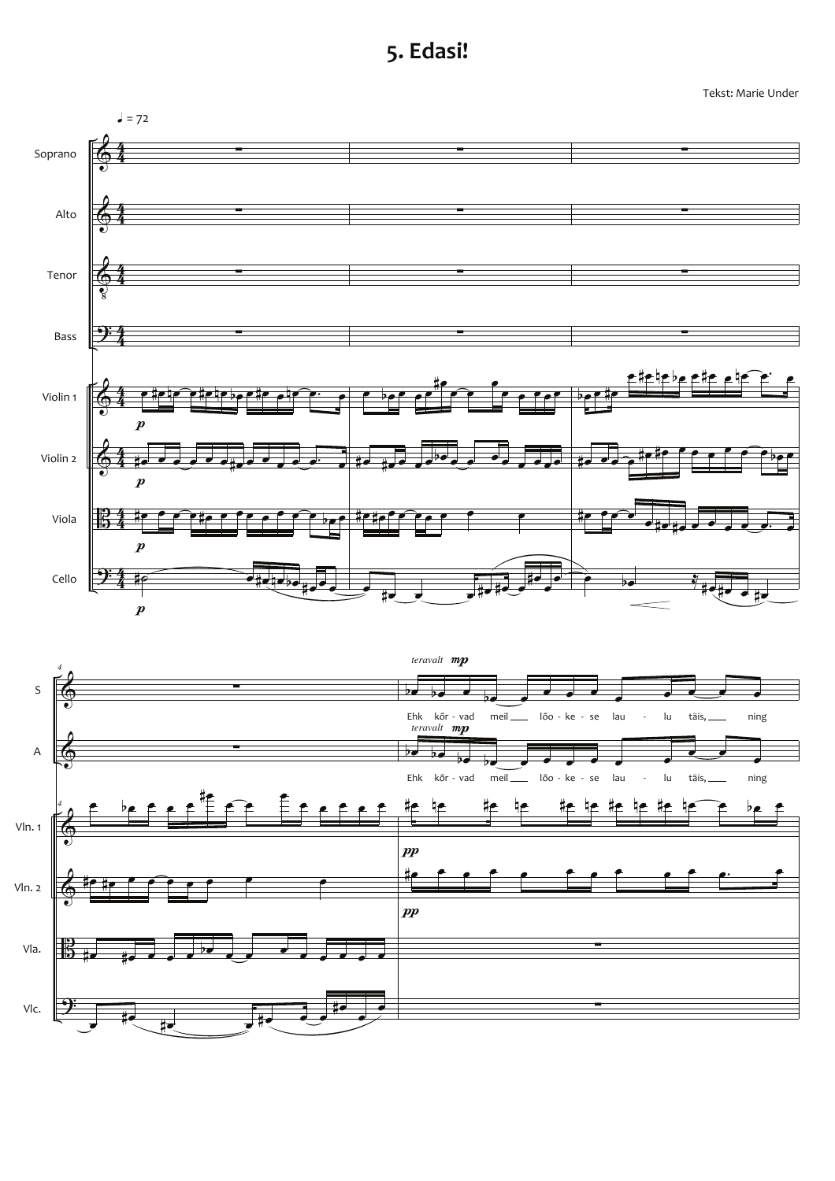# 5. Edasi!

Tekst: Marie Under

♩ = 72

Soprano

Alto

Tenor

Bass

Violin 1

Violin 2

Viola

Cello

S

A

Vln. 1

Vln. 2

Vla.

Vlc.

*teravalt* ***mp***

Ehk kõr - vad meil lõo - ke - se lau - lu täis, ning

*teravalt* ***mp***

Ehk kõr - vad meil lõo - ke - se lau - lu täis, ning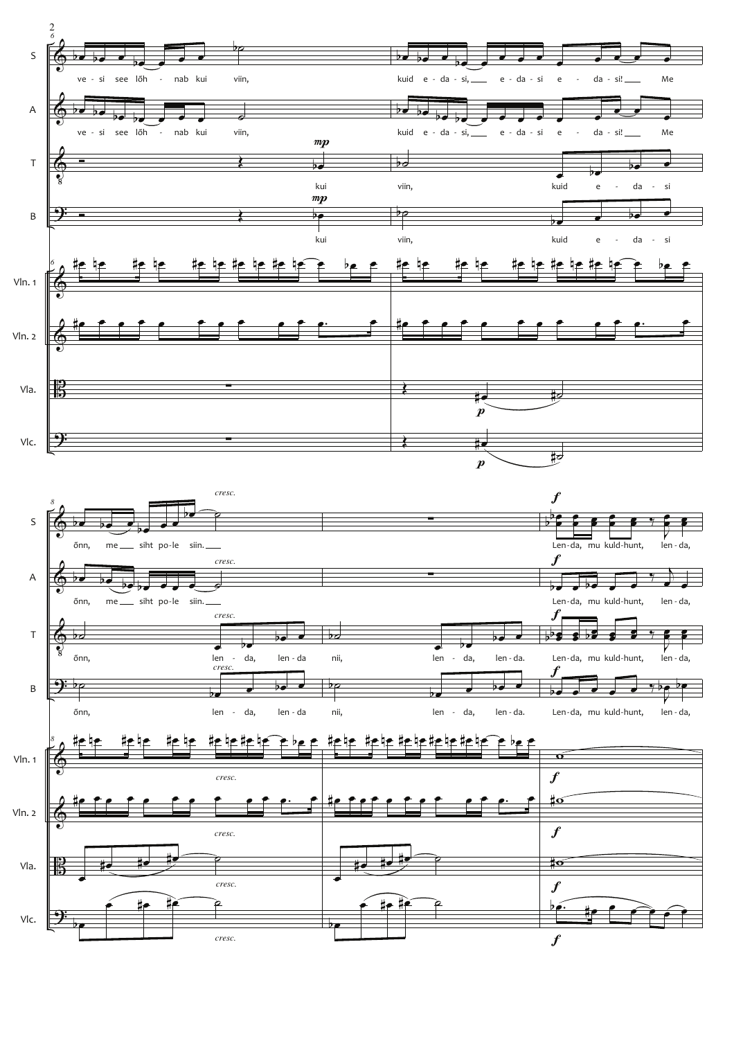S: ve - si see lõh - nab kui viin, kuid e - da - si, e - da - si e - da - si! Me õnn, me siht po - le siin. Len - da, mu kuld - hunt, len - da,

A: ve - si see lõh - nab kui viin, kuid e - da - si, e - da - si e - da - si! Me õnn, me siht po - le siin. Len - da, mu kuld - hunt, len - da,

T: kui viin, kuid e - da - si õnn, len - da, len - da nii, len - da, len - da. Len - da, mu kuld - hunt, len - da,

B: kui viin, kuid e - da - si õnn, len - da, len - da nii, len - da, len - da. Len - da, mu kuld - hunt, len - da,

Vln. 1

Vln. 2

Vla.

Vlc.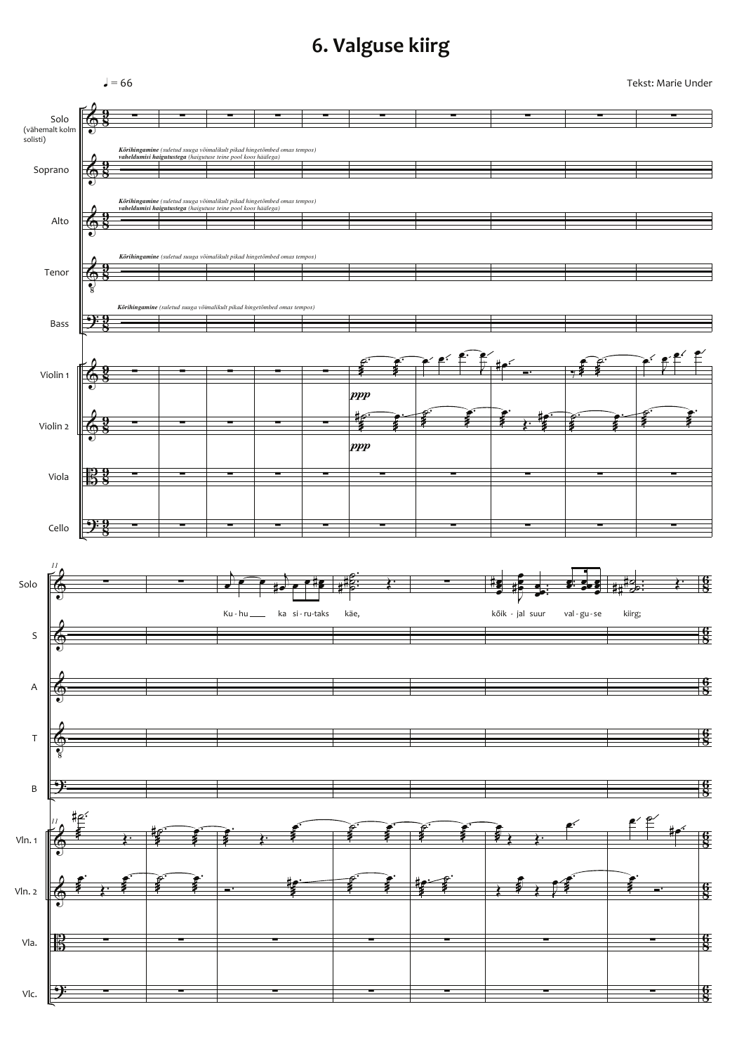# 6. Valguse kiirg

♩ = 66

Tekst: Marie Under

Solo (vähemalt kolm solisti)

Soprano

*Kõrihingamine (suletud suuga võimalikult pikad hingetõmbed omas tempos)*
*vaheldumisi haigutustega (haigutuse teine pool koos häälega)*

Alto

*Kõrihingamine (suletud suuga võimalikult pikad hingetõmbed omas tempos)*
*vaheldumisi haigutustega (haigutuse teine pool koos häälega)*

Tenor

*Kõrihingamine (suletud suuga võimalikult pikad hingetõmbed omas tempos)*

Bass

*Kõrihingamine (suletud suuga võimalikult pikad hingetõmbed omas tempos)*

Violin 1

Violin 2

Viola

Cello

*ppp*

11

Ku - hu ka si - ru - taks käe, kõik - jal suur val - gu - se kiirg;

S

A

T

B

Vln. 1

Vln. 2

Vla.

Vlc.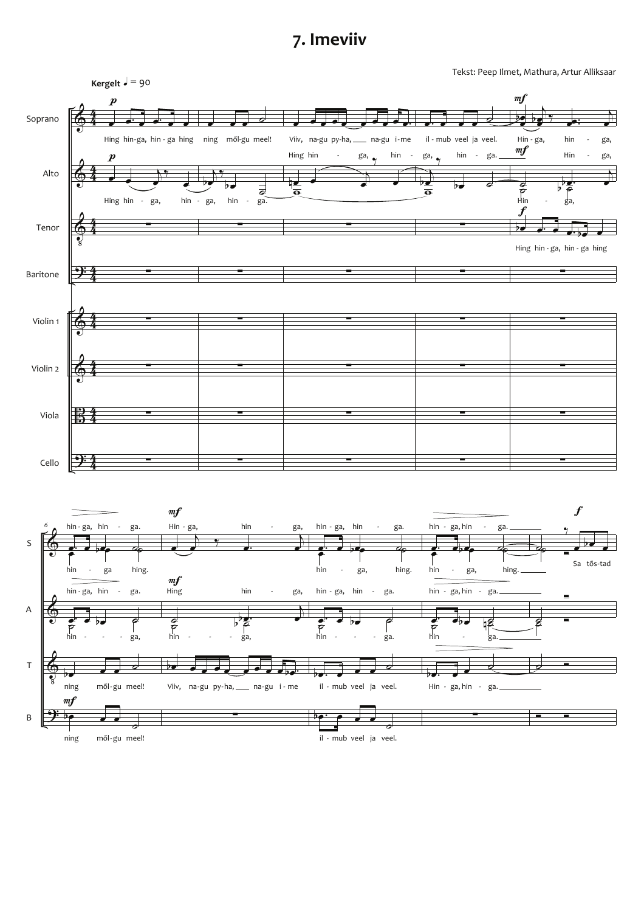# 7. Imeviiv

Tekst: Peep Ilmet, Mathura, Artur Alliksaar

**Kergelt** ♩ = 90